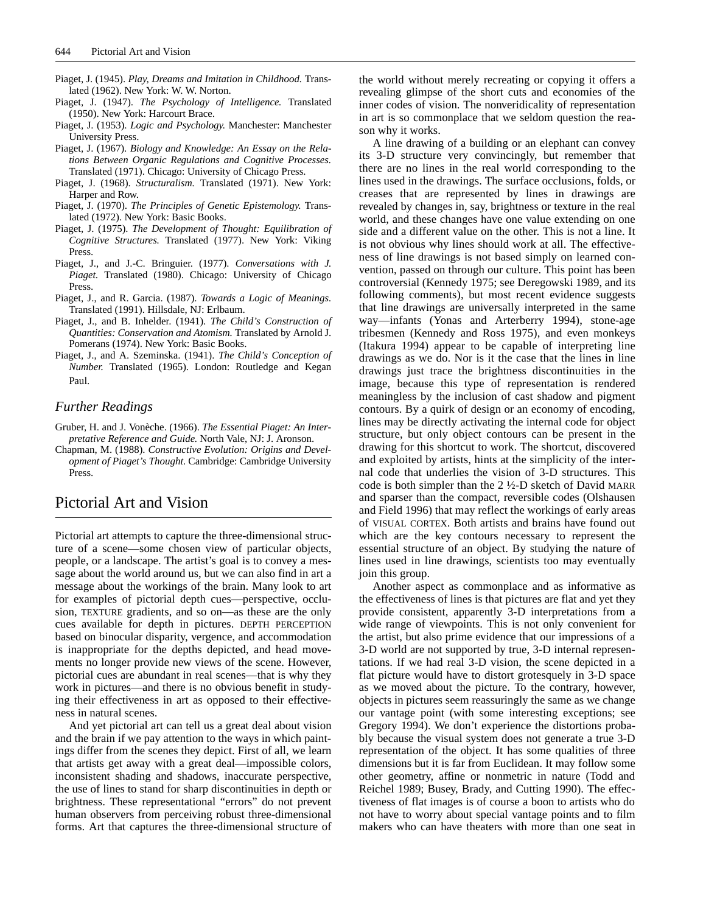Piaget, J. (1945). *Play, Dreams and Imitation in Childhood.* Translated (1962). New York: W. W. Norton.

Piaget, J. (1947). *The Psychology of Intelligence.* Translated (1950). New York: Harcourt Brace.

Piaget, J. (1953). *Logic and Psychology.* Manchester: Manchester University Press.

Piaget, J. (1967). *Biology and Knowledge: An Essay on the Relations Between Organic Regulations and Cognitive Processes.* Translated (1971). Chicago: University of Chicago Press.

Piaget, J. (1968). *Structuralism.* Translated (1971). New York: Harper and Row.

Piaget, J. (1970). *The Principles of Genetic Epistemology.* Translated (1972). New York: Basic Books.

Piaget, J. (1975). *The Development of Thought: Equilibration of Cognitive Structures.* Translated (1977). New York: Viking Press.

Piaget, J., and J.-C. Bringuier. (1977). *Conversations with J. Piaget.* Translated (1980). Chicago: University of Chicago Press.

Piaget, J., and R. Garcia. (1987). *Towards a Logic of Meanings.* Translated (1991). Hillsdale, NJ: Erlbaum.

Piaget, J., and B. Inhelder. (1941). *The Child's Construction of Quantities: Conservation and Atomism.* Translated by Arnold J. Pomerans (1974). New York: Basic Books.

Piaget, J., and A. Szeminska. (1941). *The Child's Conception of Number.* Translated (1965). London: Routledge and Kegan Paul.

### Further Readings

Gruber, H. and J. Vonèche. (1966). *The Essential Piaget: An Interpretative Reference and Guide.* North Vale, NJ: J. Aronson.

Chapman, M. (1988). *Constructive Evolution: Origins and Development of Piaget's Thought.* Cambridge: Cambridge University Press.

## Pictorial Art and Vision

Pictorial art attempts to capture the three-dimensional structure of a scene—some chosen view of particular objects, people, or a landscape. The artist's goal is to convey a message about the world around us, but we can also find in art a message about the workings of the brain. Many look to art for examples of pictorial depth cues—perspective, occlusion, TEXTURE gradients, and so on—as these are the only cues available for depth in pictures. DEPTH PERCEPTION based on binocular disparity, vergence, and accommodation is inappropriate for the depths depicted, and head movements no longer provide new views of the scene. However, pictorial cues are abundant in real scenes—that is why they work in pictures—and there is no obvious benefit in studying their effectiveness in art as opposed to their effectiveness in natural scenes.

And yet pictorial art can tell us a great deal about vision and the brain if we pay attention to the ways in which paintings differ from the scenes they depict. First of all, we learn that artists get away with a great deal—impossible colors, inconsistent shading and shadows, inaccurate perspective, the use of lines to stand for sharp discontinuities in depth or brightness. These representational "errors" do not prevent human observers from perceiving robust three-dimensional forms. Art that captures the three-dimensional structure of the world without merely recreating or copying it offers a revealing glimpse of the short cuts and economies of the inner codes of vision. The nonveridicality of representation in art is so commonplace that we seldom question the reason why it works.

A line drawing of a building or an elephant can convey its 3-D structure very convincingly, but remember that there are no lines in the real world corresponding to the lines used in the drawings. The surface occlusions, folds, or creases that are represented by lines in drawings are revealed by changes in, say, brightness or texture in the real world, and these changes have one value extending on one side and a different value on the other. This is not a line. It is not obvious why lines should work at all. The effectiveness of line drawings is not based simply on learned convention, passed on through our culture. This point has been controversial (Kennedy 1975; see Deregowski 1989, and its following comments), but most recent evidence suggests that line drawings are universally interpreted in the same way—infants (Yonas and Arterberry 1994), stone-age tribesmen (Kennedy and Ross 1975), and even monkeys (Itakura 1994) appear to be capable of interpreting line drawings as we do. Nor is it the case that the lines in line drawings just trace the brightness discontinuities in the image, because this type of representation is rendered meaningless by the inclusion of cast shadow and pigment contours. By a quirk of design or an economy of encoding, lines may be directly activating the internal code for object structure, but only object contours can be present in the drawing for this shortcut to work. The shortcut, discovered and exploited by artists, hints at the simplicity of the internal code that underlies the vision of 3-D structures. This code is both simpler than the 2 ½-D sketch of David MARR and sparser than the compact, reversible codes (Olshausen and Field 1996) that may reflect the workings of early areas of VISUAL CORTEX. Both artists and brains have found out which are the key contours necessary to represent the essential structure of an object. By studying the nature of lines used in line drawings, scientists too may eventually join this group.

Another aspect as commonplace and as informative as the effectiveness of lines is that pictures are flat and yet they provide consistent, apparently 3-D interpretations from a wide range of viewpoints. This is not only convenient for the artist, but also prime evidence that our impressions of a 3-D world are not supported by true, 3-D internal representations. If we had real 3-D vision, the scene depicted in a flat picture would have to distort grotesquely in 3-D space as we moved about the picture. To the contrary, however, objects in pictures seem reassuringly the same as we change our vantage point (with some interesting exceptions; see Gregory 1994). We don't experience the distortions probably because the visual system does not generate a true 3-D representation of the object. It has some qualities of three dimensions but it is far from Euclidean. It may follow some other geometry, affine or nonmetric in nature (Todd and Reichel 1989; Busey, Brady, and Cutting 1990). The effectiveness of flat images is of course a boon to artists who do not have to worry about special vantage points and to film makers who can have theaters with more than one seat in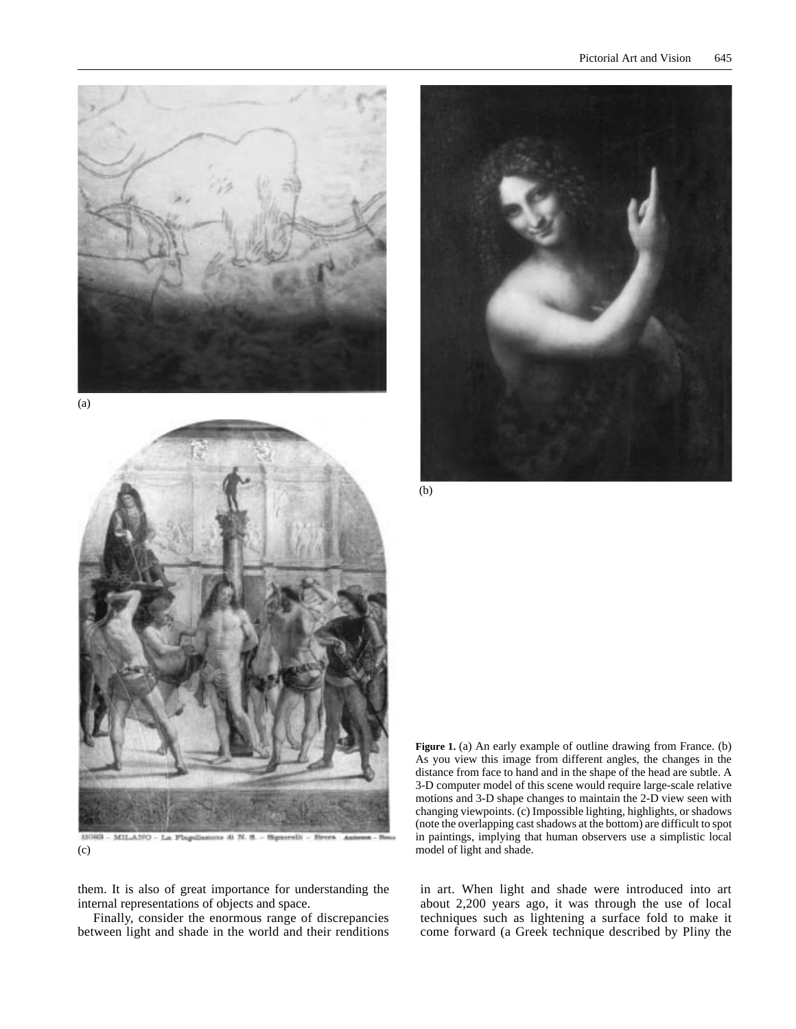(a)

(b)

(c)

**Figure 1.** (a) An early example of outline drawing from France. (b) As you view this image from different angles, the changes in the distance from face to hand and in the shape of the head are subtle. A 3-D computer model of this scene would require large-scale relative motions and 3-D shape changes to maintain the 2-D view seen with changing viewpoints. (c) Impossible lighting, highlights, or shadows (note the overlapping cast shadows at the bottom) are difficult to spot in paintings, implying that human observers use a simplistic local model of light and shade.

them. It is also of great importance for understanding the internal representations of objects and space.

Finally, consider the enormous range of discrepancies between light and shade in the world and their renditions in art. When light and shade were introduced into art about 2,200 years ago, it was through the use of local techniques such as lightening a surface fold to make it come forward (a Greek technique described by Pliny the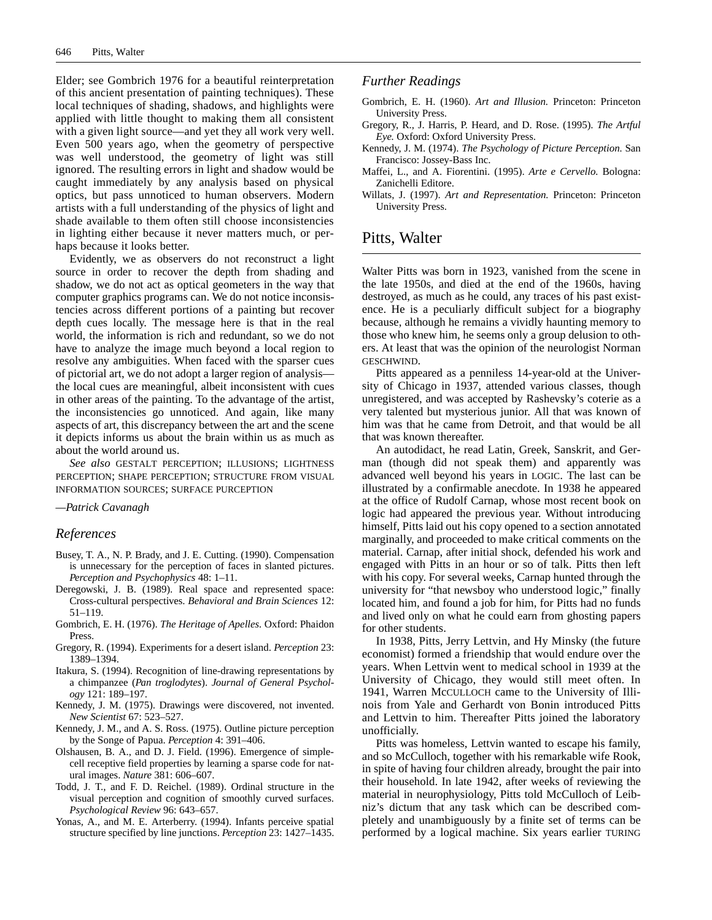Elder; see Gombrich 1976 for a beautiful reinterpretation of this ancient presentation of painting techniques). These local techniques of shading, shadows, and highlights were applied with little thought to making them all consistent with a given light source—and yet they all work very well. Even 500 years ago, when the geometry of perspective was well understood, the geometry of light was still ignored. The resulting errors in light and shadow would be caught immediately by any analysis based on physical optics, but pass unnoticed to human observers. Modern artists with a full understanding of the physics of light and shade available to them often still choose inconsistencies in lighting either because it never matters much, or perhaps because it looks better.

Evidently, we as observers do not reconstruct a light source in order to recover the depth from shading and shadow, we do not act as optical geometers in the way that computer graphics programs can. We do not notice inconsistencies across different portions of a painting but recover depth cues locally. The message here is that in the real world, the information is rich and redundant, so we do not have to analyze the image much beyond a local region to resolve any ambiguities. When faced with the sparser cues of pictorial art, we do not adopt a larger region of analysis—the local cues are meaningful, albeit inconsistent with cues in other areas of the painting. To the advantage of the artist, the inconsistencies go unnoticed. And again, like many aspects of art, this discrepancy between the art and the scene it depicts informs us about the brain within us as much as about the world around us.

*See also* GESTALT PERCEPTION; ILLUSIONS; LIGHTNESS PERCEPTION; SHAPE PERCEPTION; STRUCTURE FROM VISUAL INFORMATION SOURCES; SURFACE PURCEPTION

*—Patrick Cavanagh*

## References

Busey, T. A., N. P. Brady, and J. E. Cutting. (1990). Compensation is unnecessary for the perception of faces in slanted pictures. *Perception and Psychophysics* 48: 1–11.

Deregowski, J. B. (1989). Real space and represented space: Cross-cultural perspectives. *Behavioral and Brain Sciences* 12: 51–119.

Gombrich, E. H. (1976). *The Heritage of Apelles.* Oxford: Phaidon Press.

Gregory, R. (1994). Experiments for a desert island. *Perception* 23: 1389–1394.

Itakura, S. (1994). Recognition of line-drawing representations by a chimpanzee (*Pan troglodytes*). *Journal of General Psychology* 121: 189–197.

Kennedy, J. M. (1975). Drawings were discovered, not invented. *New Scientist* 67: 523–527.

Kennedy, J. M., and A. S. Ross. (1975). Outline picture perception by the Songe of Papua. *Perception* 4: 391–406.

Olshausen, B. A., and D. J. Field. (1996). Emergence of simple-cell receptive field properties by learning a sparse code for natural images. *Nature* 381: 606–607.

Todd, J. T., and F. D. Reichel. (1989). Ordinal structure in the visual perception and cognition of smoothly curved surfaces. *Psychological Review* 96: 643–657.

Yonas, A., and M. E. Arterberry. (1994). Infants perceive spatial structure specified by line junctions. *Perception* 23: 1427–1435.

## Further Readings

Gombrich, E. H. (1960). *Art and Illusion.* Princeton: Princeton University Press.

Gregory, R., J. Harris, P. Heard, and D. Rose. (1995). *The Artful Eye.* Oxford: Oxford University Press.

Kennedy, J. M. (1974). *The Psychology of Picture Perception.* San Francisco: Jossey-Bass Inc.

Maffei, L., and A. Fiorentini. (1995). *Arte e Cervello.* Bologna: Zanichelli Editore.

Willats, J. (1997). *Art and Representation.* Princeton: Princeton University Press.

# Pitts, Walter

Walter Pitts was born in 1923, vanished from the scene in the late 1950s, and died at the end of the 1960s, having destroyed, as much as he could, any traces of his past existence. He is a peculiarly difficult subject for a biography because, although he remains a vividly haunting memory to those who knew him, he seems only a group delusion to others. At least that was the opinion of the neurologist Norman GESCHWIND.

Pitts appeared as a penniless 14-year-old at the University of Chicago in 1937, attended various classes, though unregistered, and was accepted by Rashevsky's coterie as a very talented but mysterious junior. All that was known of him was that he came from Detroit, and that would be all that was known thereafter.

An autodidact, he read Latin, Greek, Sanskrit, and German (though did not speak them) and apparently was advanced well beyond his years in LOGIC. The last can be illustrated by a confirmable anecdote. In 1938 he appeared at the office of Rudolf Carnap, whose most recent book on logic had appeared the previous year. Without introducing himself, Pitts laid out his copy opened to a section annotated marginally, and proceeded to make critical comments on the material. Carnap, after initial shock, defended his work and engaged with Pitts in an hour or so of talk. Pitts then left with his copy. For several weeks, Carnap hunted through the university for "that newsboy who understood logic," finally located him, and found a job for him, for Pitts had no funds and lived only on what he could earn from ghosting papers for other students.

In 1938, Pitts, Jerry Lettvin, and Hy Minsky (the future economist) formed a friendship that would endure over the years. When Lettvin went to medical school in 1939 at the University of Chicago, they would still meet often. In 1941, Warren MCCULLOCH came to the University of Illinois from Yale and Gerhardt von Bonin introduced Pitts and Lettvin to him. Thereafter Pitts joined the laboratory unofficially.

Pitts was homeless, Lettvin wanted to escape his family, and so McCulloch, together with his remarkable wife Rook, in spite of having four children already, brought the pair into their household. In late 1942, after weeks of reviewing the material in neurophysiology, Pitts told McCulloch of Leibniz's dictum that any task which can be described completely and unambiguously by a finite set of terms can be performed by a logical machine. Six years earlier TURING